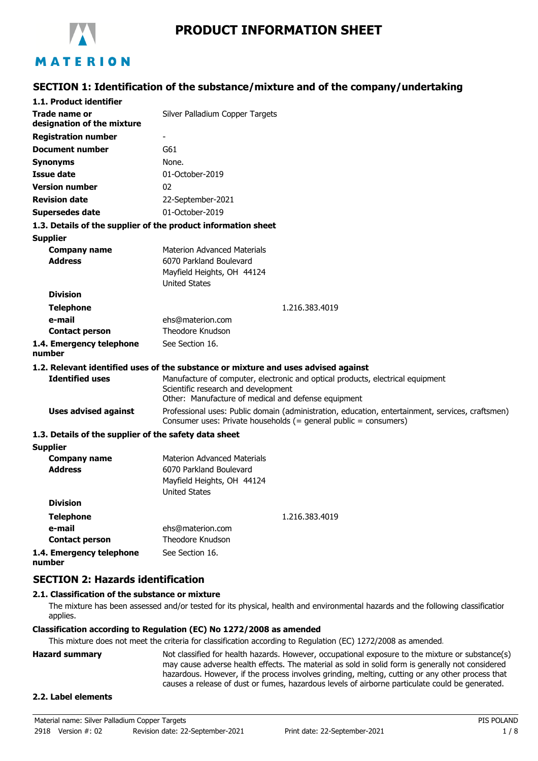# PRODUCT INFORMATION SHEET

## SECTION 1: Identification of the substance/mixture and of the company/undertaking

### 1.1. Product identifier

| | |
|---|---|
| **Trade name or designation of the mixture** | Silver Palladium Copper Targets |
| **Registration number** | - |
| **Document number** | G61 |
| **Synonyms** | None. |
| **Issue date** | 01-October-2019 |
| **Version number** | 02 |
| **Revision date** | 22-September-2021 |
| **Supersedes date** | 01-October-2019 |

### 1.3. Details of the supplier of the product information sheet

**Supplier**

| | |
|---|---|
| **Company name** | Materion Advanced Materials |
| **Address** | 6070 Parkland Boulevard<br>Mayfield Heights, OH 44124<br>United States |
| **Division** | |
| **Telephone** | 1.216.383.4019 |
| **e-mail** | ehs@materion.com |
| **Contact person** | Theodore Knudson |
| **1.4. Emergency telephone number** | See Section 16. |

### 1.2. Relevant identified uses of the substance or mixture and uses advised against

| | |
|---|---|
| **Identified uses** | Manufacture of computer, electronic and optical products, electrical equipment<br>Scientific research and development<br>Other: Manufacture of medical and defense equipment |
| **Uses advised against** | Professional uses: Public domain (administration, education, entertainment, services, craftsmen)<br>Consumer uses: Private households (= general public = consumers) |

### 1.3. Details of the supplier of the safety data sheet

**Supplier**

| | |
|---|---|
| **Company name** | Materion Advanced Materials |
| **Address** | 6070 Parkland Boulevard<br>Mayfield Heights, OH 44124<br>United States |
| **Division** | |
| **Telephone** | 1.216.383.4019 |
| **e-mail** | ehs@materion.com |
| **Contact person** | Theodore Knudson |
| **1.4. Emergency telephone number** | See Section 16. |

## SECTION 2: Hazards identification

### 2.1. Classification of the substance or mixture

The mixture has been assessed and/or tested for its physical, health and environmental hazards and the following classification applies.

**Classification according to Regulation (EC) No 1272/2008 as amended**

This mixture does not meet the criteria for classification according to Regulation (EC) 1272/2008 as amended.

**Hazard summary**

Not classified for health hazards. However, occupational exposure to the mixture or substance(s) may cause adverse health effects. The material as sold in solid form is generally not considered hazardous. However, if the process involves grinding, melting, cutting or any other process that causes a release of dust or fumes, hazardous levels of airborne particulate could be generated.

### 2.2. Label elements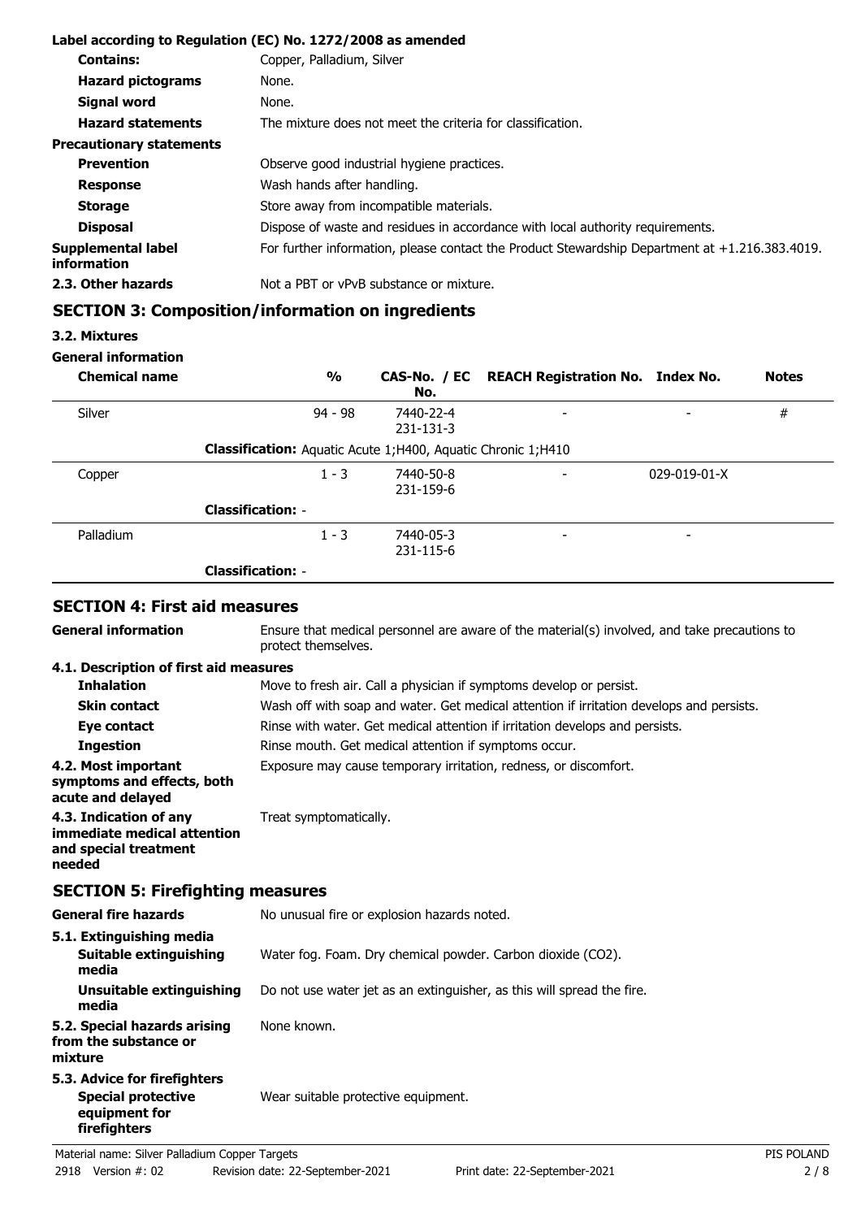**Label according to Regulation (EC) No. 1272/2008 as amended**

| | |
|---|---|
| **Contains:** | Copper, Palladium, Silver |
| **Hazard pictograms** | None. |
| **Signal word** | None. |
| **Hazard statements** | The mixture does not meet the criteria for classification. |
| **Precautionary statements** | |
| **Prevention** | Observe good industrial hygiene practices. |
| **Response** | Wash hands after handling. |
| **Storage** | Store away from incompatible materials. |
| **Disposal** | Dispose of waste and residues in accordance with local authority requirements. |
| **Supplemental label information** | For further information, please contact the Product Stewardship Department at +1.216.383.4019. |
| **2.3. Other hazards** | Not a PBT or vPvB substance or mixture. |

## SECTION 3: Composition/information on ingredients

**3.2. Mixtures**

**General information**

| Chemical name | % | CAS-No. / EC No. | REACH Registration No. | Index No. | Notes |
|---|---|---|---|---|---|
| Silver | 94 - 98 | 7440-22-4 231-131-3 | - | - | # |
| **Classification:** Aquatic Acute 1;H400, Aquatic Chronic 1;H410 | | | | | |
| Copper | 1 - 3 | 7440-50-8 231-159-6 | - | 029-019-01-X | |
| **Classification:** - | | | | | |
| Palladium | 1 - 3 | 7440-05-3 231-115-6 | - | - | |
| **Classification:** - | | | | | |

## SECTION 4: First aid measures

| | |
|---|---|
| **General information** | Ensure that medical personnel are aware of the material(s) involved, and take precautions to protect themselves. |
| **4.1. Description of first aid measures** | |
| **Inhalation** | Move to fresh air. Call a physician if symptoms develop or persist. |
| **Skin contact** | Wash off with soap and water. Get medical attention if irritation develops and persists. |
| **Eye contact** | Rinse with water. Get medical attention if irritation develops and persists. |
| **Ingestion** | Rinse mouth. Get medical attention if symptoms occur. |
| **4.2. Most important symptoms and effects, both acute and delayed** | Exposure may cause temporary irritation, redness, or discomfort. |
| **4.3. Indication of any immediate medical attention and special treatment needed** | Treat symptomatically. |

## SECTION 5: Firefighting measures

| | |
|---|---|
| **General fire hazards** | No unusual fire or explosion hazards noted. |
| **5.1. Extinguishing media** | |
| **Suitable extinguishing media** | Water fog. Foam. Dry chemical powder. Carbon dioxide ($CO_2$). |
| **Unsuitable extinguishing media** | Do not use water jet as an extinguisher, as this will spread the fire. |
| **5.2. Special hazards arising from the substance or mixture** | None known. |
| **5.3. Advice for firefighters** | |
| **Special protective equipment for firefighters** | Wear suitable protective equipment. |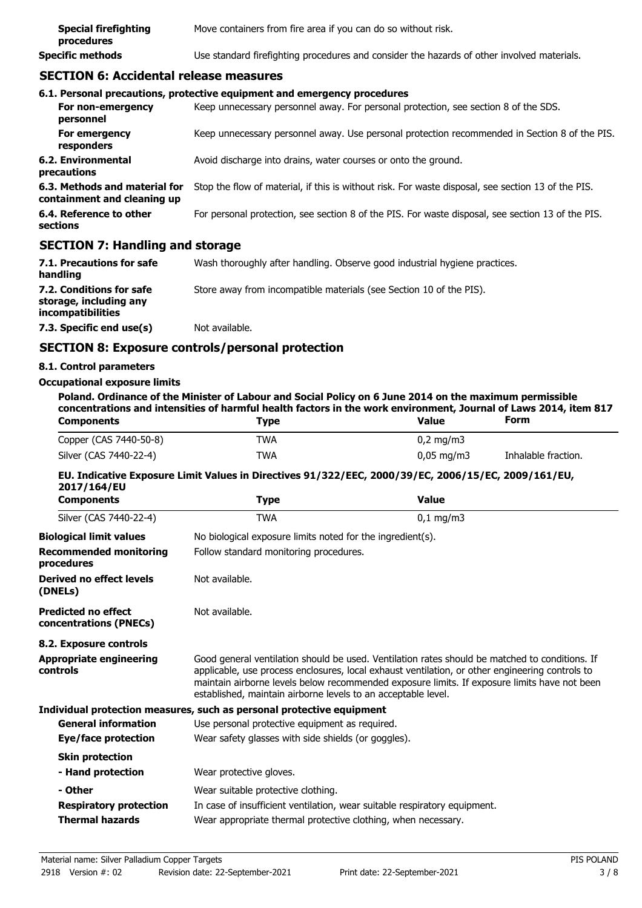| | |
|---|---|
| **Special firefighting procedures** | Move containers from fire area if you can do so without risk. |
| **Specific methods** | Use standard firefighting procedures and consider the hazards of other involved materials. |

## SECTION 6: Accidental release measures

### 6.1. Personal precautions, protective equipment and emergency procedures

| | |
|---|---|
| **For non-emergency personnel** | Keep unnecessary personnel away. For personal protection, see section 8 of the SDS. |
| **For emergency responders** | Keep unnecessary personnel away. Use personal protection recommended in Section 8 of the PIS. |
| **6.2. Environmental precautions** | Avoid discharge into drains, water courses or onto the ground. |
| **6.3. Methods and material for containment and cleaning up** | Stop the flow of material, if this is without risk. For waste disposal, see section 13 of the PIS. |
| **6.4. Reference to other sections** | For personal protection, see section 8 of the PIS. For waste disposal, see section 13 of the PIS. |

## SECTION 7: Handling and storage

| | |
|---|---|
| **7.1. Precautions for safe handling** | Wash thoroughly after handling. Observe good industrial hygiene practices. |
| **7.2. Conditions for safe storage, including any incompatibilities** | Store away from incompatible materials (see Section 10 of the PIS). |
| **7.3. Specific end use(s)** | Not available. |

## SECTION 8: Exposure controls/personal protection

### 8.1. Control parameters

**Occupational exposure limits**

**Poland. Ordinance of the Minister of Labour and Social Policy on 6 June 2014 on the maximum permissible concentrations and intensities of harmful health factors in the work environment, Journal of Laws 2014, item 817**

| Components | Type | Value | Form |
|---|---|---|---|
| Copper (CAS 7440-50-8) | TWA | 0,2 mg/m3 | |
| Silver (CAS 7440-22-4) | TWA | 0,05 mg/m3 | Inhalable fraction. |

**EU. Indicative Exposure Limit Values in Directives 91/322/EEC, 2000/39/EC, 2006/15/EC, 2009/161/EU, 2017/164/EU**

| Components | Type | Value |
|---|---|---|
| Silver (CAS 7440-22-4) | TWA | 0,1 mg/m3 |

| | |
|---|---|
| **Biological limit values** | No biological exposure limits noted for the ingredient(s). |
| **Recommended monitoring procedures** | Follow standard monitoring procedures. |
| **Derived no effect levels (DNELs)** | Not available. |
| **Predicted no effect concentrations (PNECs)** | Not available. |

### 8.2. Exposure controls

| | |
|---|---|
| **Appropriate engineering controls** | Good general ventilation should be used. Ventilation rates should be matched to conditions. If applicable, use process enclosures, local exhaust ventilation, or other engineering controls to maintain airborne levels below recommended exposure limits. If exposure limits have not been established, maintain airborne levels to an acceptable level. |

**Individual protection measures, such as personal protective equipment**

| | |
|---|---|
| **General information** | Use personal protective equipment as required. |
| **Eye/face protection** | Wear safety glasses with side shields (or goggles). |
| **Skin protection** | |
| **- Hand protection** | Wear protective gloves. |
| **- Other** | Wear suitable protective clothing. |
| **Respiratory protection** | In case of insufficient ventilation, wear suitable respiratory equipment. |
| **Thermal hazards** | Wear appropriate thermal protective clothing, when necessary. |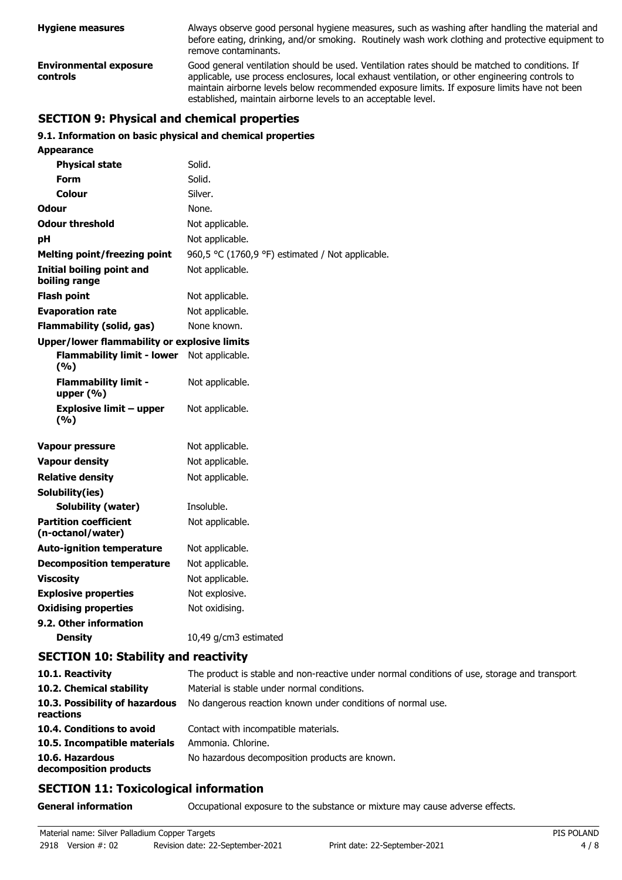**Hygiene measures** Always observe good personal hygiene measures, such as washing after handling the material and before eating, drinking, and/or smoking. Routinely wash work clothing and protective equipment to remove contaminants.

**Environmental exposure controls** Good general ventilation should be used. Ventilation rates should be matched to conditions. If applicable, use process enclosures, local exhaust ventilation, or other engineering controls to maintain airborne levels below recommended exposure limits. If exposure limits have not been established, maintain airborne levels to an acceptable level.

## SECTION 9: Physical and chemical properties

### 9.1. Information on basic physical and chemical properties

| | |
|---|---|
| **Appearance** | |
| **Physical state** | Solid. |
| **Form** | Solid. |
| **Colour** | Silver. |
| **Odour** | None. |
| **Odour threshold** | Not applicable. |
| **pH** | Not applicable. |
| **Melting point/freezing point** | 960,5 °C (1760,9 °F) estimated / Not applicable. |
| **Initial boiling point and boiling range** | Not applicable. |
| **Flash point** | Not applicable. |
| **Evaporation rate** | Not applicable. |
| **Flammability (solid, gas)** | None known. |
| **Upper/lower flammability or explosive limits** | |
| **Flammability limit - lower (%)** | Not applicable. |
| **Flammability limit - upper (%)** | Not applicable. |
| **Explosive limit – upper (%)** | Not applicable. |
| **Vapour pressure** | Not applicable. |
| **Vapour density** | Not applicable. |
| **Relative density** | Not applicable. |
| **Solubility(ies)** | |
| **Solubility (water)** | Insoluble. |
| **Partition coefficient (n-octanol/water)** | Not applicable. |
| **Auto-ignition temperature** | Not applicable. |
| **Decomposition temperature** | Not applicable. |
| **Viscosity** | Not applicable. |
| **Explosive properties** | Not explosive. |
| **Oxidising properties** | Not oxidising. |
| **9.2. Other information** | |
| **Density** | 10,49 g/cm3 estimated |

## SECTION 10: Stability and reactivity

| | |
|---|---|
| **10.1. Reactivity** | The product is stable and non-reactive under normal conditions of use, storage and transport. |
| **10.2. Chemical stability** | Material is stable under normal conditions. |
| **10.3. Possibility of hazardous reactions** | No dangerous reaction known under conditions of normal use. |
| **10.4. Conditions to avoid** | Contact with incompatible materials. |
| **10.5. Incompatible materials** | Ammonia. Chlorine. |
| **10.6. Hazardous decomposition products** | No hazardous decomposition products are known. |

## SECTION 11: Toxicological information

**General information** Occupational exposure to the substance or mixture may cause adverse effects.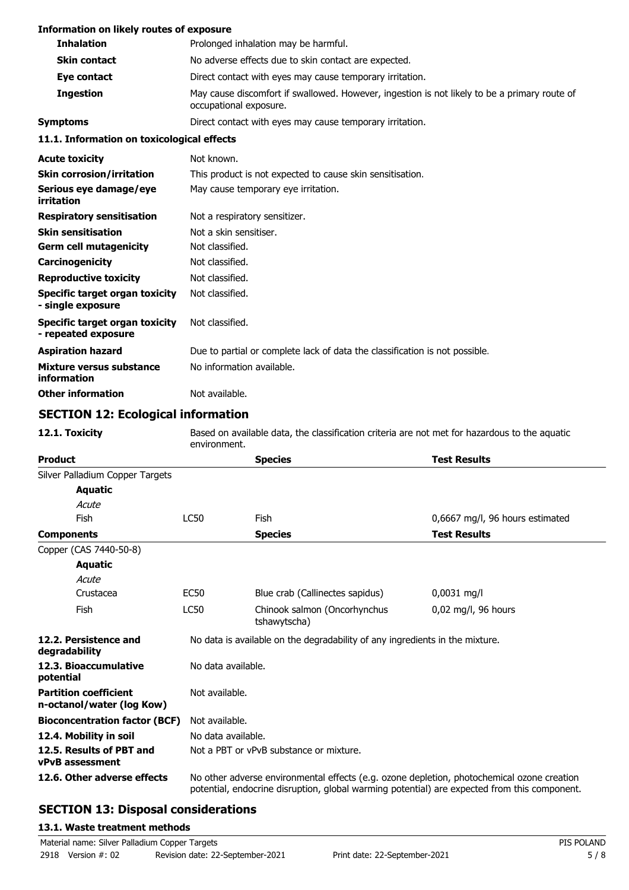**Information on likely routes of exposure**

| | |
|---|---|
| **Inhalation** | Prolonged inhalation may be harmful. |
| **Skin contact** | No adverse effects due to skin contact are expected. |
| **Eye contact** | Direct contact with eyes may cause temporary irritation. |
| **Ingestion** | May cause discomfort if swallowed. However, ingestion is not likely to be a primary route of occupational exposure. |
| **Symptoms** | Direct contact with eyes may cause temporary irritation. |

**11.1. Information on toxicological effects**

| | |
|---|---|
| **Acute toxicity** | Not known. |
| **Skin corrosion/irritation** | This product is not expected to cause skin sensitisation. |
| **Serious eye damage/eye irritation** | May cause temporary eye irritation. |
| **Respiratory sensitisation** | Not a respiratory sensitizer. |
| **Skin sensitisation** | Not a skin sensitiser. |
| **Germ cell mutagenicity** | Not classified. |
| **Carcinogenicity** | Not classified. |
| **Reproductive toxicity** | Not classified. |
| **Specific target organ toxicity - single exposure** | Not classified. |
| **Specific target organ toxicity - repeated exposure** | Not classified. |
| **Aspiration hazard** | Due to partial or complete lack of data the classification is not possible. |
| **Mixture versus substance information** | No information available. |
| **Other information** | Not available. |

## SECTION 12: Ecological information

**12.1. Toxicity** Based on available data, the classification criteria are not met for hazardous to the aquatic environment.

| **Product** | | **Species** | **Test Results** |
|---|---|---|---|
| Silver Palladium Copper Targets | | | |
| **Aquatic** | | | |
| *Acute* | | | |
| Fish | LC50 | Fish | 0,6667 mg/l, 96 hours estimated |
| **Components** | | **Species** | **Test Results** |
| Copper (CAS 7440-50-8) | | | |
| **Aquatic** | | | |
| *Acute* | | | |
| Crustacea | EC50 | Blue crab (Callinectes sapidus) | 0,0031 mg/l |
| Fish | LC50 | Chinook salmon (Oncorhynchus tshawytscha) | 0,02 mg/l, 96 hours |

| | |
|---|---|
| **12.2. Persistence and degradability** | No data is available on the degradability of any ingredients in the mixture. |
| **12.3. Bioaccumulative potential** | No data available. |
| **Partition coefficient n-octanol/water (log Kow)** | Not available. |
| **Bioconcentration factor (BCF)** | Not available. |
| **12.4. Mobility in soil** | No data available. |
| **12.5. Results of PBT and vPvB assessment** | Not a PBT or vPvB substance or mixture. |
| **12.6. Other adverse effects** | No other adverse environmental effects (e.g. ozone depletion, photochemical ozone creation potential, endocrine disruption, global warming potential) are expected from this component. |

## SECTION 13: Disposal considerations

**13.1. Waste treatment methods**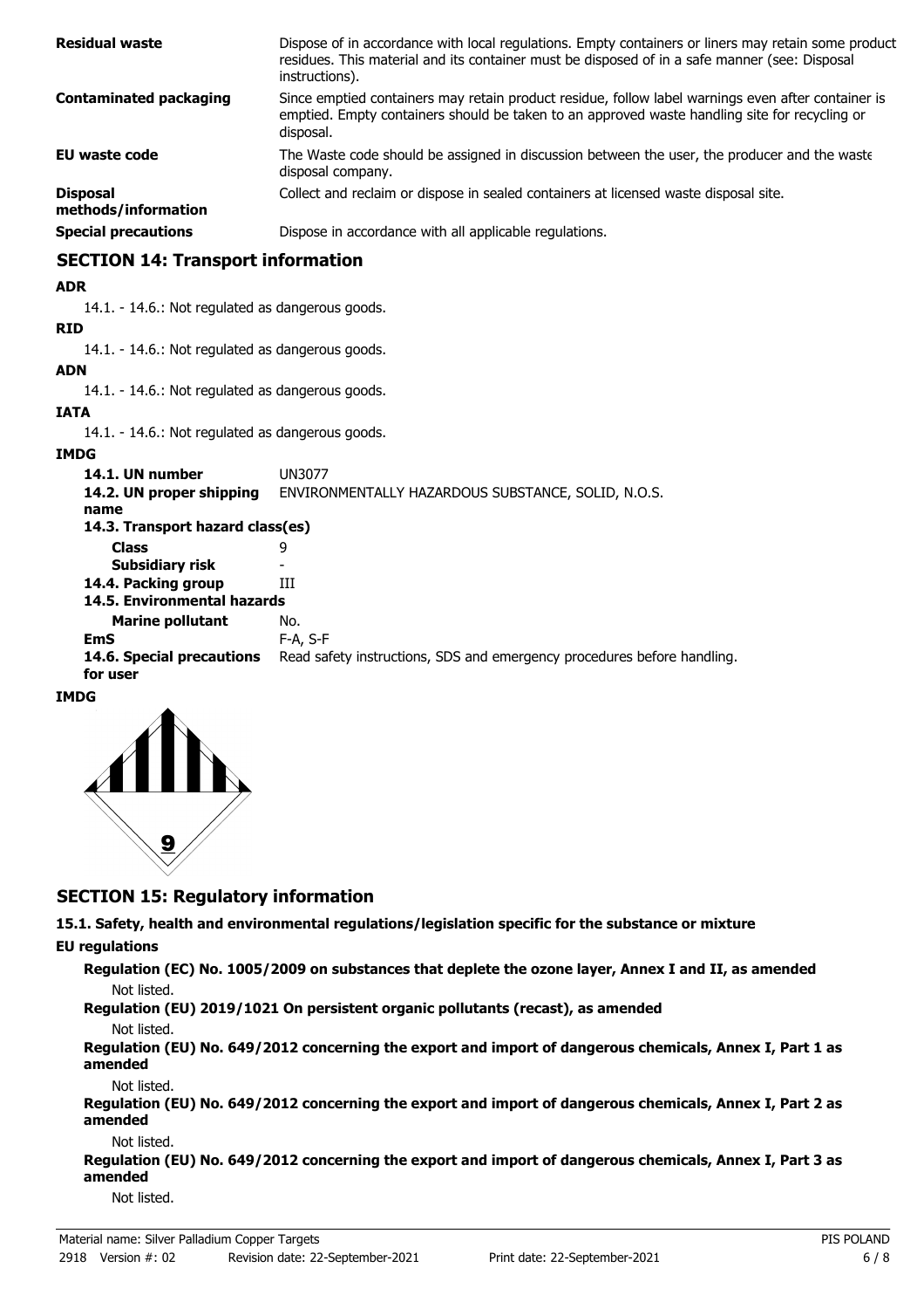| | |
|---|---|
| **Residual waste** | Dispose of in accordance with local regulations. Empty containers or liners may retain some product residues. This material and its container must be disposed of in a safe manner (see: Disposal instructions). |
| **Contaminated packaging** | Since emptied containers may retain product residue, follow label warnings even after container is emptied. Empty containers should be taken to an approved waste handling site for recycling or disposal. |
| **EU waste code** | The Waste code should be assigned in discussion between the user, the producer and the waste disposal company. |
| **Disposal methods/information** | Collect and reclaim or dispose in sealed containers at licensed waste disposal site. |
| **Special precautions** | Dispose in accordance with all applicable regulations. |

## SECTION 14: Transport information

**ADR**

14.1. - 14.6.: Not regulated as dangerous goods.

**RID**

14.1. - 14.6.: Not regulated as dangerous goods.

**ADN**

14.1. - 14.6.: Not regulated as dangerous goods.

**IATA**

14.1. - 14.6.: Not regulated as dangerous goods.

**IMDG**

| | |
|---|---|
| **14.1. UN number** | UN3077 |
| **14.2. UN proper shipping name** | ENVIRONMENTALLY HAZARDOUS SUBSTANCE, SOLID, N.O.S. |
| **14.3. Transport hazard class(es)** | |
| **Class** | 9 |
| **Subsidiary risk** | - |
| **14.4. Packing group** | III |
| **14.5. Environmental hazards** | |
| **Marine pollutant** | No. |
| **EmS** | F-A, S-F |
| **14.6. Special precautions for user** | Read safety instructions, SDS and emergency procedures before handling. |

**IMDG**

## SECTION 15: Regulatory information

**15.1. Safety, health and environmental regulations/legislation specific for the substance or mixture**

**EU regulations**

**Regulation (EC) No. 1005/2009 on substances that deplete the ozone layer, Annex I and II, as amended**

Not listed.

**Regulation (EU) 2019/1021 On persistent organic pollutants (recast), as amended**

Not listed.

**Regulation (EU) No. 649/2012 concerning the export and import of dangerous chemicals, Annex I, Part 1 as amended**

Not listed.

**Regulation (EU) No. 649/2012 concerning the export and import of dangerous chemicals, Annex I, Part 2 as amended**

Not listed.

**Regulation (EU) No. 649/2012 concerning the export and import of dangerous chemicals, Annex I, Part 3 as amended**

Not listed.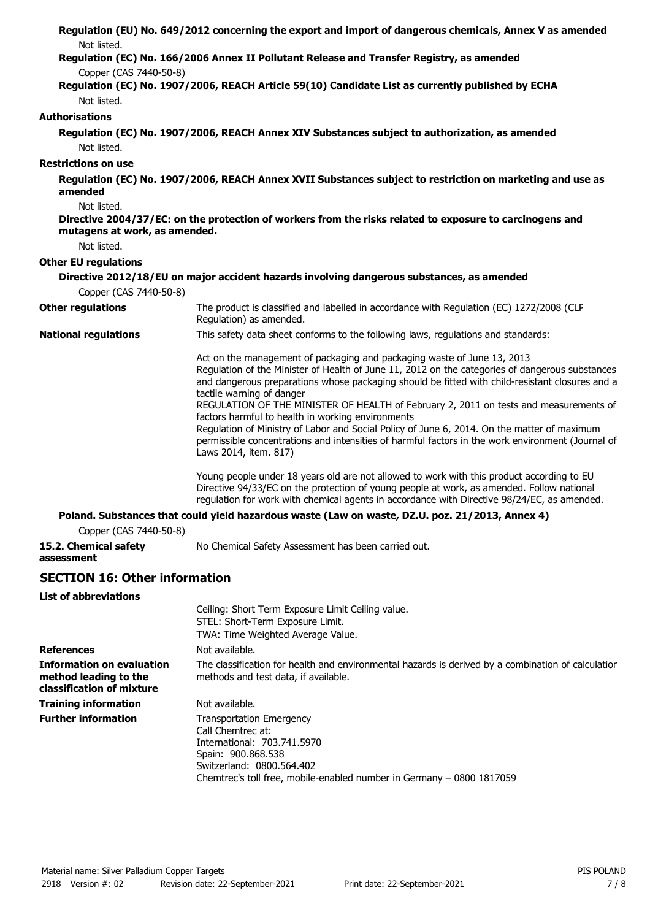**Regulation (EU) No. 649/2012 concerning the export and import of dangerous chemicals, Annex V as amended**

Not listed.

**Regulation (EC) No. 166/2006 Annex II Pollutant Release and Transfer Registry, as amended**

Copper (CAS 7440-50-8)

**Regulation (EC) No. 1907/2006, REACH Article 59(10) Candidate List as currently published by ECHA**

Not listed.

**Authorisations**

**Regulation (EC) No. 1907/2006, REACH Annex XIV Substances subject to authorization, as amended**

Not listed.

**Restrictions on use**

**Regulation (EC) No. 1907/2006, REACH Annex XVII Substances subject to restriction on marketing and use as amended**

Not listed.

**Directive 2004/37/EC: on the protection of workers from the risks related to exposure to carcinogens and mutagens at work, as amended.**

Not listed.

**Other EU regulations**

**Directive 2012/18/EU on major accident hazards involving dangerous substances, as amended**

Copper (CAS 7440-50-8)

**Other regulations** The product is classified and labelled in accordance with Regulation (EC) 1272/2008 (CLP Regulation) as amended.

**National regulations** This safety data sheet conforms to the following laws, regulations and standards:

Act on the management of packaging and packaging waste of June 13, 2013
Regulation of the Minister of Health of June 11, 2012 on the categories of dangerous substances and dangerous preparations whose packaging should be fitted with child-resistant closures and a tactile warning of danger
REGULATION OF THE MINISTER OF HEALTH of February 2, 2011 on tests and measurements of factors harmful to health in working environments
Regulation of Ministry of Labor and Social Policy of June 6, 2014. On the matter of maximum permissible concentrations and intensities of harmful factors in the work environment (Journal of Laws 2014, item. 817)

Young people under 18 years old are not allowed to work with this product according to EU Directive 94/33/EC on the protection of young people at work, as amended. Follow national regulation for work with chemical agents in accordance with Directive 98/24/EC, as amended.

**Poland. Substances that could yield hazardous waste (Law on waste, DZ.U. poz. 21/2013, Annex 4)**

Copper (CAS 7440-50-8)

**15.2. Chemical safety assessment** No Chemical Safety Assessment has been carried out.

## SECTION 16: Other information

**List of abbreviations**

Ceiling: Short Term Exposure Limit Ceiling value.
STEL: Short-Term Exposure Limit.
TWA: Time Weighted Average Value.

**References** Not available.

**Information on evaluation method leading to the classification of mixture** The classification for health and environmental hazards is derived by a combination of calculation methods and test data, if available.

**Training information** Not available.

**Further information** Transportation Emergency
Call Chemtrec at:
International: 703.741.5970
Spain: 900.868.538
Switzerland: 0800.564.402
Chemtrec's toll free, mobile-enabled number in Germany – 0800 1817059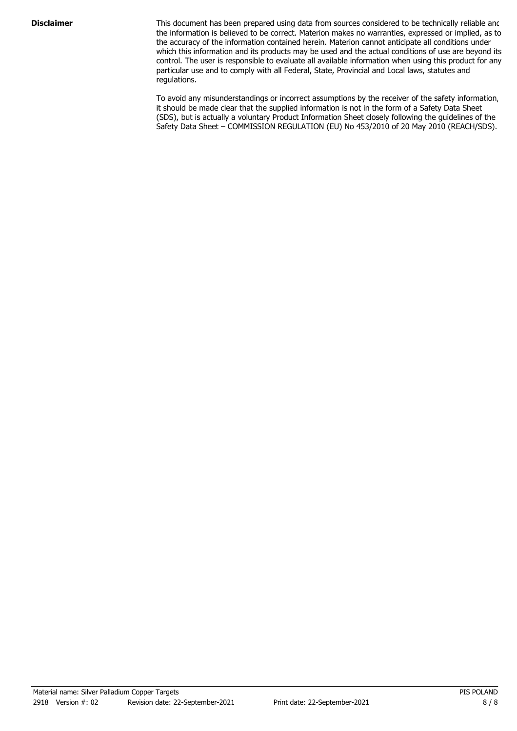**Disclaimer**

This document has been prepared using data from sources considered to be technically reliable and the information is believed to be correct. Materion makes no warranties, expressed or implied, as to the accuracy of the information contained herein. Materion cannot anticipate all conditions under which this information and its products may be used and the actual conditions of use are beyond its control. The user is responsible to evaluate all available information when using this product for any particular use and to comply with all Federal, State, Provincial and Local laws, statutes and regulations.

To avoid any misunderstandings or incorrect assumptions by the receiver of the safety information, it should be made clear that the supplied information is not in the form of a Safety Data Sheet (SDS), but is actually a voluntary Product Information Sheet closely following the guidelines of the Safety Data Sheet – COMMISSION REGULATION (EU) No 453/2010 of 20 May 2010 (REACH/SDS).